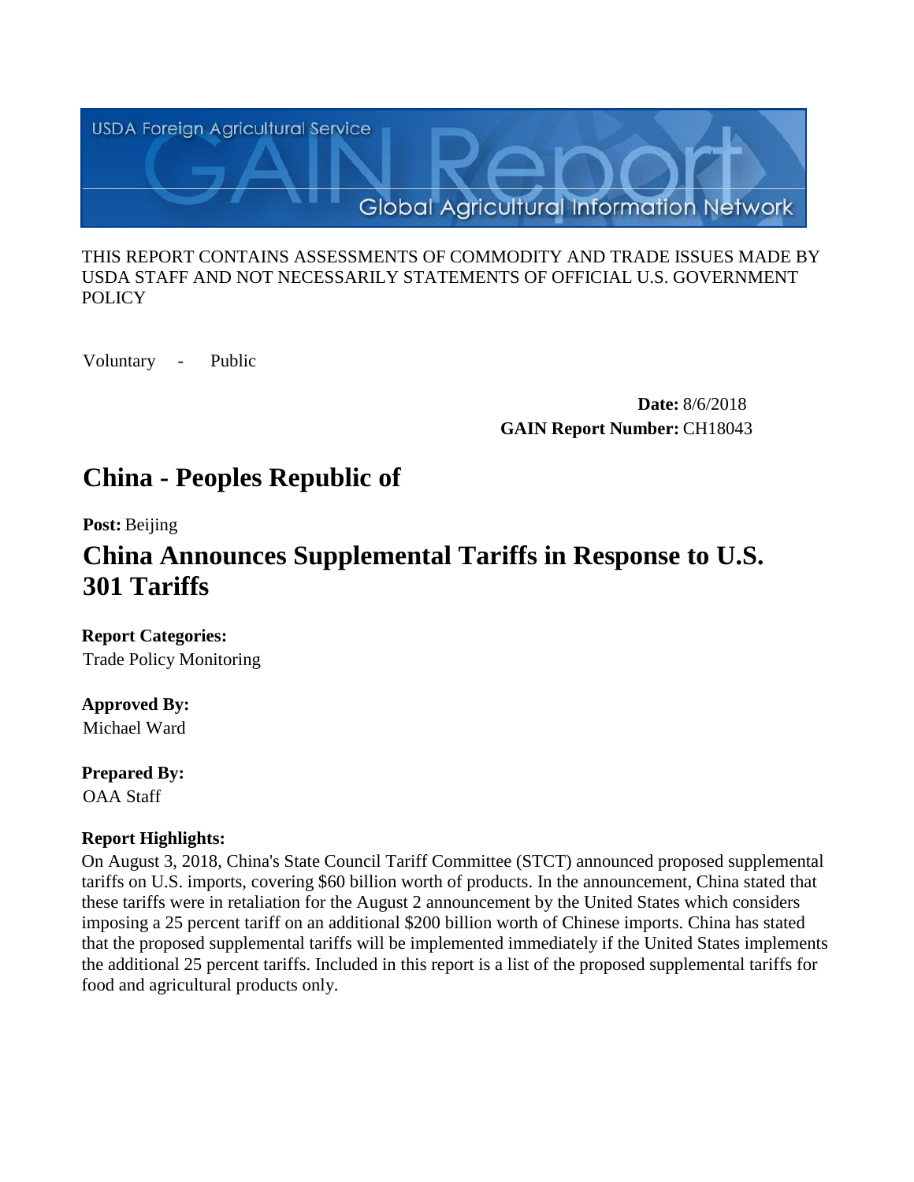USDA Foreign Agricultural Service

# GAIN Report

Global Agricultural Information Network

THIS REPORT CONTAINS ASSESSMENTS OF COMMODITY AND TRADE ISSUES MADE BY USDA STAFF AND NOT NECESSARILY STATEMENTS OF OFFICIAL U.S. GOVERNMENT POLICY

Voluntary - Public

**Date:** 8/6/2018

**GAIN Report Number:** CH18043

## China - Peoples Republic of

**Post:** Beijing

## China Announces Supplemental Tariffs in Response to U.S. 301 Tariffs

**Report Categories:**

Trade Policy Monitoring

**Approved By:**

Michael Ward

**Prepared By:**

OAA Staff

**Report Highlights:**

On August 3, 2018, China's State Council Tariff Committee (STCT) announced proposed supplemental tariffs on U.S. imports, covering $60 billion worth of products. In the announcement, China stated that these tariffs were in retaliation for the August 2 announcement by the United States which considers imposing a 25 percent tariff on an additional $200 billion worth of Chinese imports. China has stated that the proposed supplemental tariffs will be implemented immediately if the United States implements the additional 25 percent tariffs. Included in this report is a list of the proposed supplemental tariffs for food and agricultural products only.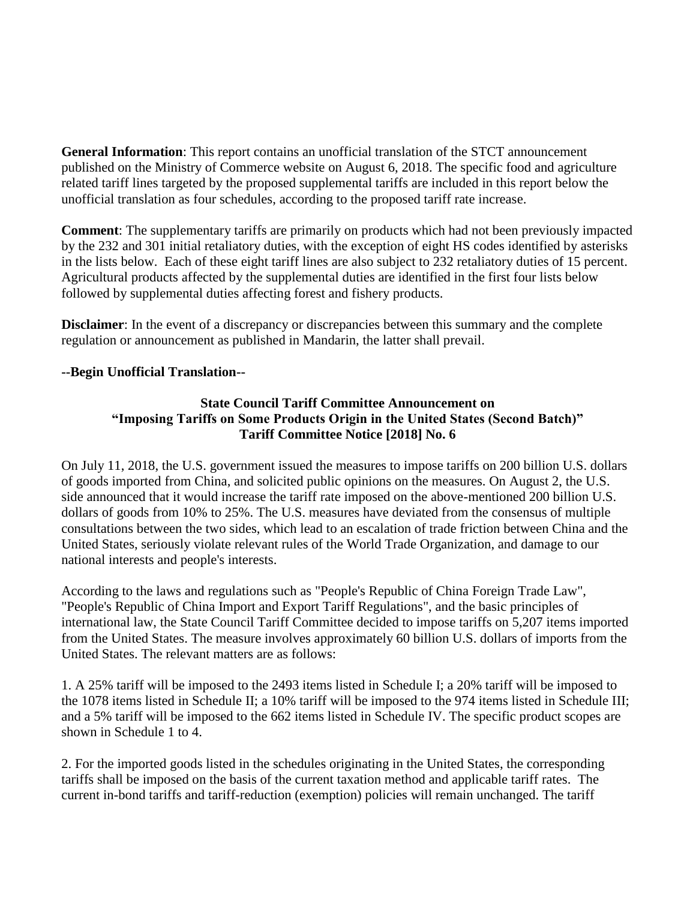**General Information**: This report contains an unofficial translation of the STCT announcement published on the Ministry of Commerce website on August 6, 2018. The specific food and agriculture related tariff lines targeted by the proposed supplemental tariffs are included in this report below the unofficial translation as four schedules, according to the proposed tariff rate increase.

**Comment**: The supplementary tariffs are primarily on products which had not been previously impacted by the 232 and 301 initial retaliatory duties, with the exception of eight HS codes identified by asterisks in the lists below. Each of these eight tariff lines are also subject to 232 retaliatory duties of 15 percent. Agricultural products affected by the supplemental duties are identified in the first four lists below followed by supplemental duties affecting forest and fishery products.

**Disclaimer**: In the event of a discrepancy or discrepancies between this summary and the complete regulation or announcement as published in Mandarin, the latter shall prevail.

**--Begin Unofficial Translation--**

### State Council Tariff Committee Announcement on "Imposing Tariffs on Some Products Origin in the United States (Second Batch)" Tariff Committee Notice [2018] No. 6

On July 11, 2018, the U.S. government issued the measures to impose tariffs on 200 billion U.S. dollars of goods imported from China, and solicited public opinions on the measures. On August 2, the U.S. side announced that it would increase the tariff rate imposed on the above-mentioned 200 billion U.S. dollars of goods from 10% to 25%. The U.S. measures have deviated from the consensus of multiple consultations between the two sides, which lead to an escalation of trade friction between China and the United States, seriously violate relevant rules of the World Trade Organization, and damage to our national interests and people's interests.

According to the laws and regulations such as "People's Republic of China Foreign Trade Law", "People's Republic of China Import and Export Tariff Regulations", and the basic principles of international law, the State Council Tariff Committee decided to impose tariffs on 5,207 items imported from the United States. The measure involves approximately 60 billion U.S. dollars of imports from the United States. The relevant matters are as follows:

1. A 25% tariff will be imposed to the 2493 items listed in Schedule I; a 20% tariff will be imposed to the 1078 items listed in Schedule II; a 10% tariff will be imposed to the 974 items listed in Schedule III; and a 5% tariff will be imposed to the 662 items listed in Schedule IV. The specific product scopes are shown in Schedule 1 to 4.

2. For the imported goods listed in the schedules originating in the United States, the corresponding tariffs shall be imposed on the basis of the current taxation method and applicable tariff rates. The current in-bond tariffs and tariff-reduction (exemption) policies will remain unchanged. The tariff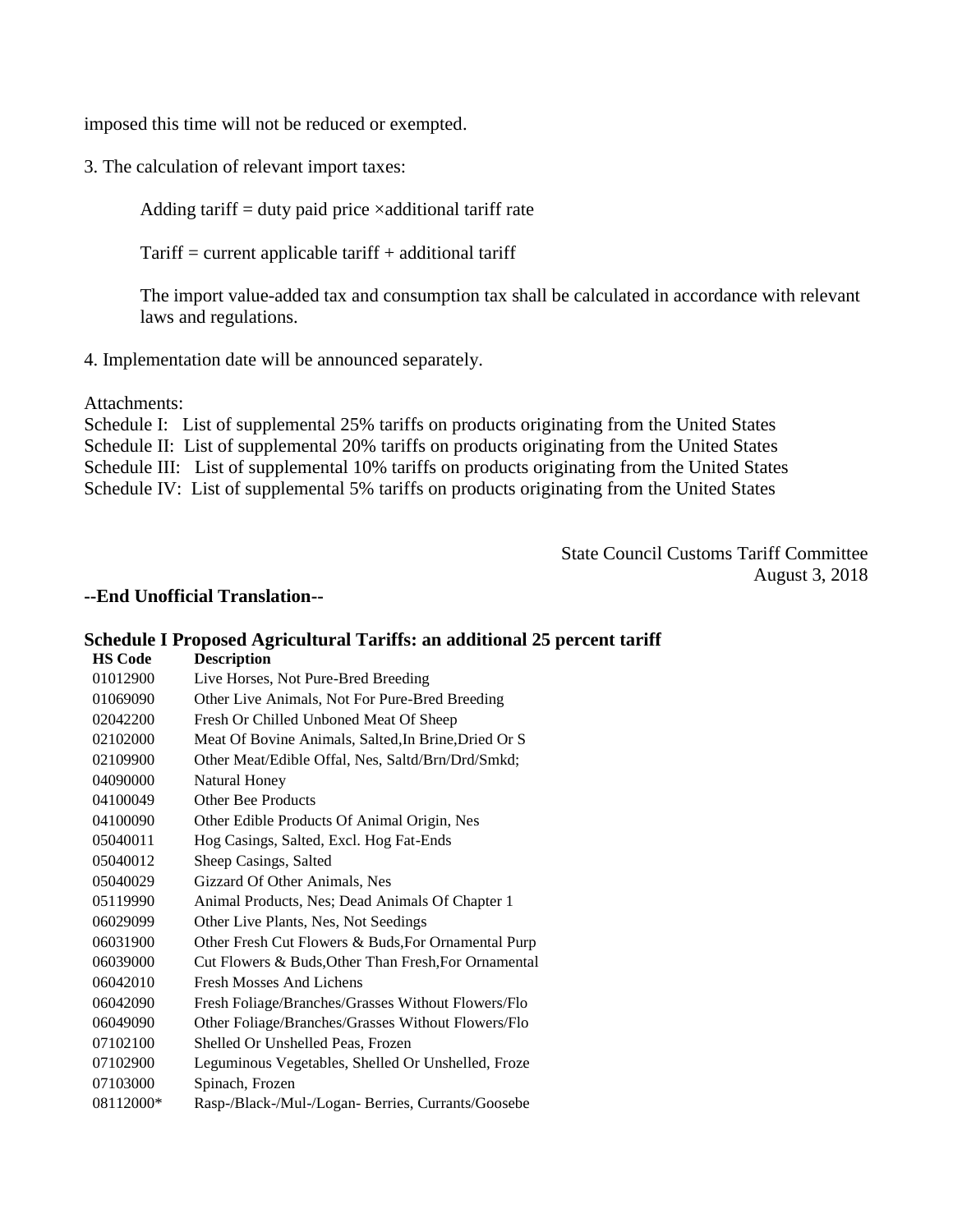imposed this time will not be reduced or exempted.

3. The calculation of relevant import taxes:

   Adding tariff = duty paid price ×additional tariff rate

   Tariff = current applicable tariff + additional tariff

   The import value-added tax and consumption tax shall be calculated in accordance with relevant laws and regulations.

4. Implementation date will be announced separately.

Attachments:
Schedule I: List of supplemental 25% tariffs on products originating from the United States
Schedule II: List of supplemental 20% tariffs on products originating from the United States
Schedule III: List of supplemental 10% tariffs on products originating from the United States
Schedule IV: List of supplemental 5% tariffs on products originating from the United States

State Council Customs Tariff Committee
August 3, 2018

**--End Unofficial Translation--**

**Schedule I Proposed Agricultural Tariffs: an additional 25 percent tariff**

| HS Code | Description |
|---|---|
| 01012900 | Live Horses, Not Pure-Bred Breeding |
| 01069090 | Other Live Animals, Not For Pure-Bred Breeding |
| 02042200 | Fresh Or Chilled Unboned Meat Of Sheep |
| 02102000 | Meat Of Bovine Animals, Salted,In Brine,Dried Or S |
| 02109900 | Other Meat/Edible Offal, Nes, Saltd/Brn/Drd/Smkd; |
| 04090000 | Natural Honey |
| 04100049 | Other Bee Products |
| 04100090 | Other Edible Products Of Animal Origin, Nes |
| 05040011 | Hog Casings, Salted, Excl. Hog Fat-Ends |
| 05040012 | Sheep Casings, Salted |
| 05040029 | Gizzard Of Other Animals, Nes |
| 05119990 | Animal Products, Nes; Dead Animals Of Chapter 1 |
| 06029099 | Other Live Plants, Nes, Not Seedings |
| 06031900 | Other Fresh Cut Flowers & Buds,For Ornamental Purp |
| 06039000 | Cut Flowers & Buds,Other Than Fresh,For Ornamental |
| 06042010 | Fresh Mosses And Lichens |
| 06042090 | Fresh Foliage/Branches/Grasses Without Flowers/Flo |
| 06049090 | Other Foliage/Branches/Grasses Without Flowers/Flo |
| 07102100 | Shelled Or Unshelled Peas, Frozen |
| 07102900 | Leguminous Vegetables, Shelled Or Unshelled, Froze |
| 07103000 | Spinach, Frozen |
| 08112000* | Rasp-/Black-/Mul-/Logan- Berries, Currants/Goosebe |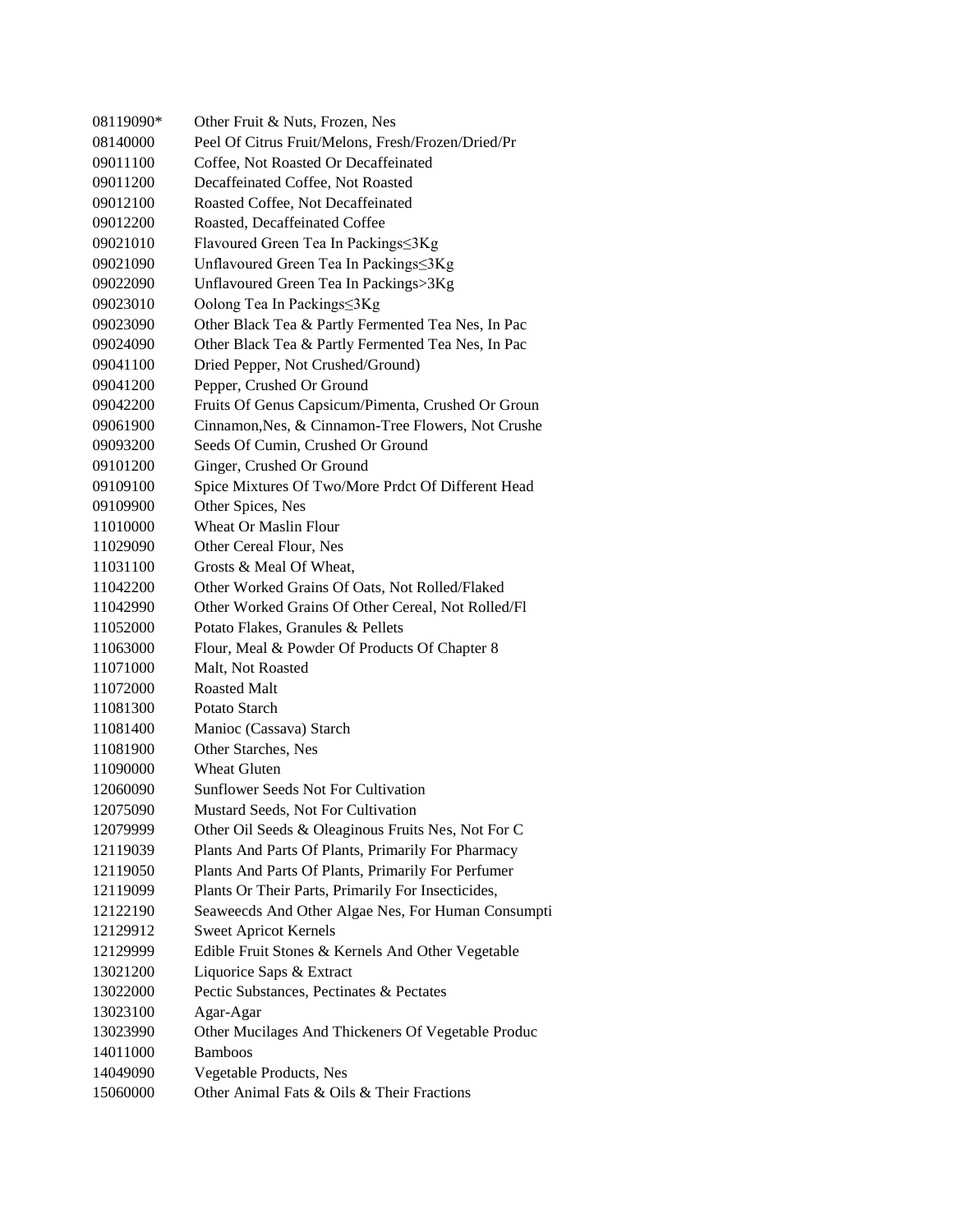| | |
|---|---|
| 08119090* | Other Fruit & Nuts, Frozen, Nes |
| 08140000 | Peel Of Citrus Fruit/Melons, Fresh/Frozen/Dried/Pr |
| 09011100 | Coffee, Not Roasted Or Decaffeinated |
| 09011200 | Decaffeinated Coffee, Not Roasted |
| 09012100 | Roasted Coffee, Not Decaffeinated |
| 09012200 | Roasted, Decaffeinated Coffee |
| 09021010 | Flavoured Green Tea In Packings≤3Kg |
| 09021090 | Unflavoured Green Tea In Packings≤3Kg |
| 09022090 | Unflavoured Green Tea In Packings>3Kg |
| 09023010 | Oolong Tea In Packings≤3Kg |
| 09023090 | Other Black Tea & Partly Fermented Tea Nes, In Pac |
| 09024090 | Other Black Tea & Partly Fermented Tea Nes, In Pac |
| 09041100 | Dried Pepper, Not Crushed/Ground) |
| 09041200 | Pepper, Crushed Or Ground |
| 09042200 | Fruits Of Genus Capsicum/Pimenta, Crushed Or Groun |
| 09061900 | Cinnamon,Nes, & Cinnamon-Tree Flowers, Not Crushe |
| 09093200 | Seeds Of Cumin, Crushed Or Ground |
| 09101200 | Ginger, Crushed Or Ground |
| 09109100 | Spice Mixtures Of Two/More Prdct Of Different Head |
| 09109900 | Other Spices, Nes |
| 11010000 | Wheat Or Maslin Flour |
| 11029090 | Other Cereal Flour, Nes |
| 11031100 | Grosts & Meal Of Wheat, |
| 11042200 | Other Worked Grains Of Oats, Not Rolled/Flaked |
| 11042990 | Other Worked Grains Of Other Cereal, Not Rolled/Fl |
| 11052000 | Potato Flakes, Granules & Pellets |
| 11063000 | Flour, Meal & Powder Of Products Of Chapter 8 |
| 11071000 | Malt, Not Roasted |
| 11072000 | Roasted Malt |
| 11081300 | Potato Starch |
| 11081400 | Manioc (Cassava) Starch |
| 11081900 | Other Starches, Nes |
| 11090000 | Wheat Gluten |
| 12060090 | Sunflower Seeds Not For Cultivation |
| 12075090 | Mustard Seeds, Not For Cultivation |
| 12079999 | Other Oil Seeds & Oleaginous Fruits Nes, Not For C |
| 12119039 | Plants And Parts Of Plants, Primarily For Pharmacy |
| 12119050 | Plants And Parts Of Plants, Primarily For Perfumer |
| 12119099 | Plants Or Their Parts, Primarily For Insecticides, |
| 12122190 | Seaweecds And Other Algae Nes, For Human Consumpti |
| 12129912 | Sweet Apricot Kernels |
| 12129999 | Edible Fruit Stones & Kernels And Other Vegetable |
| 13021200 | Liquorice Saps & Extract |
| 13022000 | Pectic Substances, Pectinates & Pectates |
| 13023100 | Agar-Agar |
| 13023990 | Other Mucilages And Thickeners Of Vegetable Produc |
| 14011000 | Bamboos |
| 14049090 | Vegetable Products, Nes |
| 15060000 | Other Animal Fats & Oils & Their Fractions |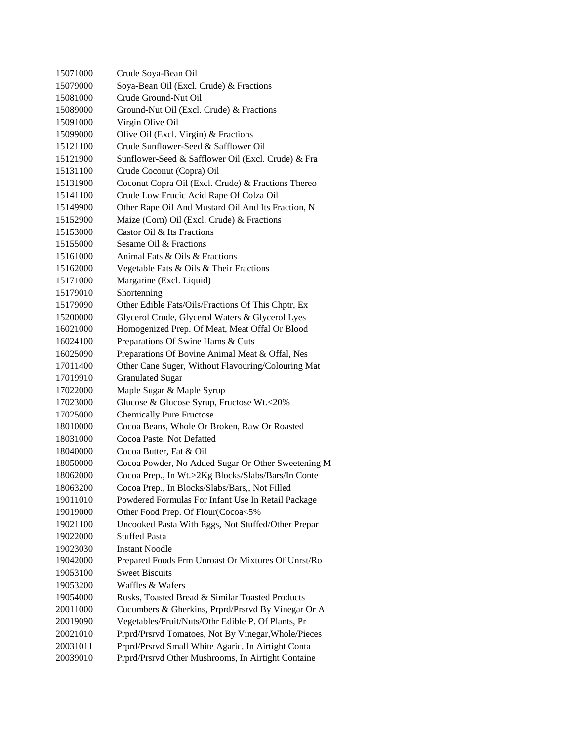| | |
|---|---|
| 15071000 | Crude Soya-Bean Oil |
| 15079000 | Soya-Bean Oil (Excl. Crude) & Fractions |
| 15081000 | Crude Ground-Nut Oil |
| 15089000 | Ground-Nut Oil (Excl. Crude) & Fractions |
| 15091000 | Virgin Olive Oil |
| 15099000 | Olive Oil (Excl. Virgin) & Fractions |
| 15121100 | Crude Sunflower-Seed & Safflower Oil |
| 15121900 | Sunflower-Seed & Safflower Oil (Excl. Crude) & Fra |
| 15131100 | Crude Coconut (Copra) Oil |
| 15131900 | Coconut Copra Oil (Excl. Crude) & Fractions Thereo |
| 15141100 | Crude Low Erucic Acid Rape Of Colza Oil |
| 15149900 | Other Rape Oil And Mustard Oil And Its Fraction, N |
| 15152900 | Maize (Corn) Oil (Excl. Crude) & Fractions |
| 15153000 | Castor Oil & Its Fractions |
| 15155000 | Sesame Oil & Fractions |
| 15161000 | Animal Fats & Oils & Fractions |
| 15162000 | Vegetable Fats & Oils & Their Fractions |
| 15171000 | Margarine (Excl. Liquid) |
| 15179010 | Shortenning |
| 15179090 | Other Edible Fats/Oils/Fractions Of This Chptr, Ex |
| 15200000 | Glycerol Crude, Glycerol Waters & Glycerol Lyes |
| 16021000 | Homogenized Prep. Of Meat, Meat Offal Or Blood |
| 16024100 | Preparations Of Swine Hams & Cuts |
| 16025090 | Preparations Of Bovine Animal Meat & Offal, Nes |
| 17011400 | Other Cane Suger, Without Flavouring/Colouring Mat |
| 17019910 | Granulated Sugar |
| 17022000 | Maple Sugar & Maple Syrup |
| 17023000 | Glucose & Glucose Syrup, Fructose Wt.<20% |
| 17025000 | Chemically Pure Fructose |
| 18010000 | Cocoa Beans, Whole Or Broken, Raw Or Roasted |
| 18031000 | Cocoa Paste, Not Defatted |
| 18040000 | Cocoa Butter, Fat & Oil |
| 18050000 | Cocoa Powder, No Added Sugar Or Other Sweetening M |
| 18062000 | Cocoa Prep., In Wt.>2Kg Blocks/Slabs/Bars/In Conte |
| 18063200 | Cocoa Prep., In Blocks/Slabs/Bars,, Not Filled |
| 19011010 | Powdered Formulas For Infant Use In Retail Package |
| 19019000 | Other Food Prep. Of Flour(Cocoa<5% |
| 19021100 | Uncooked Pasta With Eggs, Not Stuffed/Other Prepar |
| 19022000 | Stuffed Pasta |
| 19023030 | Instant Noodle |
| 19042000 | Prepared Foods Frm Unroast Or Mixtures Of Unrst/Ro |
| 19053100 | Sweet Biscuits |
| 19053200 | Waffles & Wafers |
| 19054000 | Rusks, Toasted Bread & Similar Toasted Products |
| 20011000 | Cucumbers & Gherkins, Prprd/Prsrvd By Vinegar Or A |
| 20019090 | Vegetables/Fruit/Nuts/Othr Edible P. Of Plants, Pr |
| 20021010 | Prprd/Prsrvd Tomatoes, Not By Vinegar,Whole/Pieces |
| 20031011 | Prprd/Prsrvd Small White Agaric, In Airtight Conta |
| 20039010 | Prprd/Prsrvd Other Mushrooms, In Airtight Containe |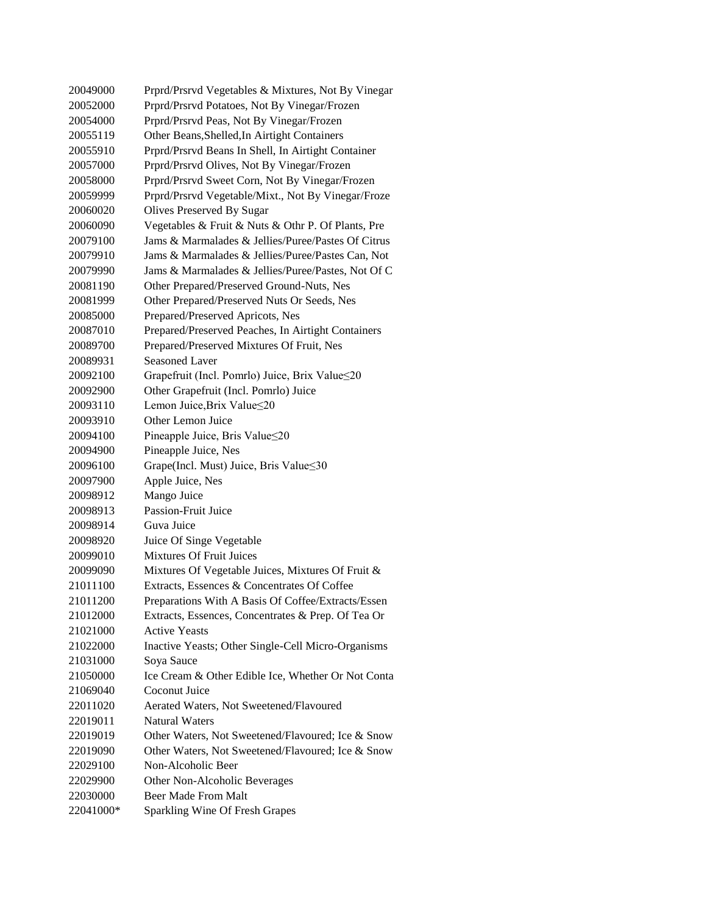| | |
|---|---|
| 20049000 | Prprd/Prsrvd Vegetables & Mixtures, Not By Vinegar |
| 20052000 | Prprd/Prsrvd Potatoes, Not By Vinegar/Frozen |
| 20054000 | Prprd/Prsrvd Peas, Not By Vinegar/Frozen |
| 20055119 | Other Beans,Shelled,In Airtight Containers |
| 20055910 | Prprd/Prsrvd Beans In Shell, In Airtight Container |
| 20057000 | Prprd/Prsrvd Olives, Not By Vinegar/Frozen |
| 20058000 | Prprd/Prsrvd Sweet Corn, Not By Vinegar/Frozen |
| 20059999 | Prprd/Prsrvd Vegetable/Mixt., Not By Vinegar/Froze |
| 20060020 | Olives Preserved By Sugar |
| 20060090 | Vegetables & Fruit & Nuts & Othr P. Of Plants, Pre |
| 20079100 | Jams & Marmalades & Jellies/Puree/Pastes Of Citrus |
| 20079910 | Jams & Marmalades & Jellies/Puree/Pastes Can, Not |
| 20079990 | Jams & Marmalades & Jellies/Puree/Pastes, Not Of C |
| 20081190 | Other Prepared/Preserved Ground-Nuts, Nes |
| 20081999 | Other Prepared/Preserved Nuts Or Seeds, Nes |
| 20085000 | Prepared/Preserved Apricots, Nes |
| 20087010 | Prepared/Preserved Peaches, In Airtight Containers |
| 20089700 | Prepared/Preserved Mixtures Of Fruit, Nes |
| 20089931 | Seasoned Laver |
| 20092100 | Grapefruit (Incl. Pomrlo) Juice, Brix Value≤20 |
| 20092900 | Other Grapefruit (Incl. Pomrlo) Juice |
| 20093110 | Lemon Juice,Brix Value≤20 |
| 20093910 | Other Lemon Juice |
| 20094100 | Pineapple Juice, Bris Value≤20 |
| 20094900 | Pineapple Juice, Nes |
| 20096100 | Grape(Incl. Must) Juice, Bris Value≤30 |
| 20097900 | Apple Juice, Nes |
| 20098912 | Mango Juice |
| 20098913 | Passion-Fruit Juice |
| 20098914 | Guva Juice |
| 20098920 | Juice Of Singe Vegetable |
| 20099010 | Mixtures Of Fruit Juices |
| 20099090 | Mixtures Of Vegetable Juices, Mixtures Of Fruit & |
| 21011100 | Extracts, Essences & Concentrates Of Coffee |
| 21011200 | Preparations With A Basis Of Coffee/Extracts/Essen |
| 21012000 | Extracts, Essences, Concentrates & Prep. Of Tea Or |
| 21021000 | Active Yeasts |
| 21022000 | Inactive Yeasts; Other Single-Cell Micro-Organisms |
| 21031000 | Soya Sauce |
| 21050000 | Ice Cream & Other Edible Ice, Whether Or Not Conta |
| 21069040 | Coconut Juice |
| 22011020 | Aerated Waters, Not Sweetened/Flavoured |
| 22019011 | Natural Waters |
| 22019019 | Other Waters, Not Sweetened/Flavoured; Ice & Snow |
| 22019090 | Other Waters, Not Sweetened/Flavoured; Ice & Snow |
| 22029100 | Non-Alcoholic Beer |
| 22029900 | Other Non-Alcoholic Beverages |
| 22030000 | Beer Made From Malt |
| 22041000* | Sparkling Wine Of Fresh Grapes |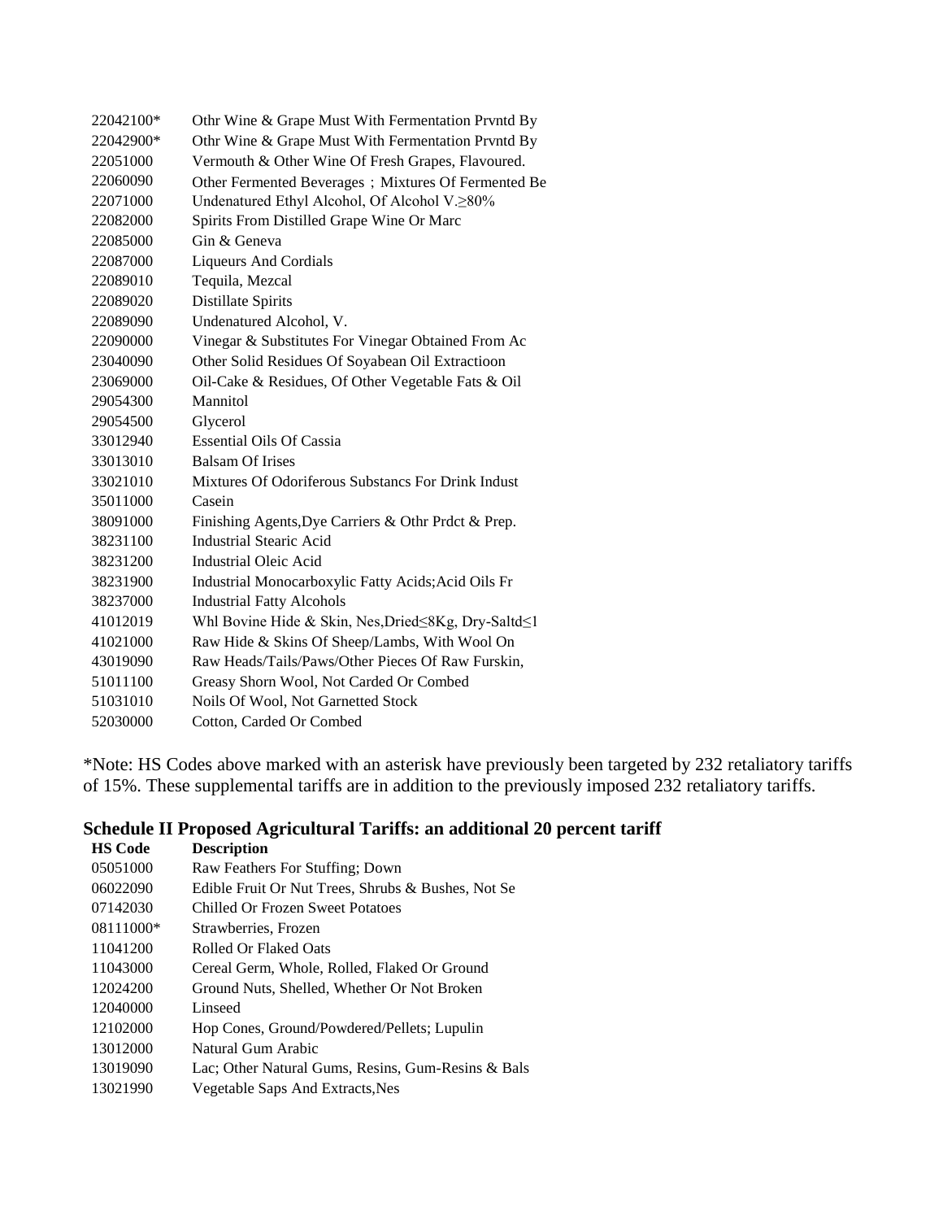| | |
|---|---|
| 22042100* | Othr Wine & Grape Must With Fermentation Prvntd By |
| 22042900* | Othr Wine & Grape Must With Fermentation Prvntd By |
| 22051000 | Vermouth & Other Wine Of Fresh Grapes, Flavoured. |
| 22060090 | Other Fermented Beverages；Mixtures Of Fermented Be |
| 22071000 | Undenatured Ethyl Alcohol, Of Alcohol V.≥80% |
| 22082000 | Spirits From Distilled Grape Wine Or Marc |
| 22085000 | Gin & Geneva |
| 22087000 | Liqueurs And Cordials |
| 22089010 | Tequila, Mezcal |
| 22089020 | Distillate Spirits |
| 22089090 | Undenatured Alcohol, V. |
| 22090000 | Vinegar & Substitutes For Vinegar Obtained From Ac |
| 23040090 | Other Solid Residues Of Soyabean Oil Extractioon |
| 23069000 | Oil-Cake & Residues, Of Other Vegetable Fats & Oil |
| 29054300 | Mannitol |
| 29054500 | Glycerol |
| 33012940 | Essential Oils Of Cassia |
| 33013010 | Balsam Of Irises |
| 33021010 | Mixtures Of Odoriferous Substancs For Drink Indust |
| 35011000 | Casein |
| 38091000 | Finishing Agents,Dye Carriers & Othr Prdct & Prep. |
| 38231100 | Industrial Stearic Acid |
| 38231200 | Industrial Oleic Acid |
| 38231900 | Industrial Monocarboxylic Fatty Acids;Acid Oils Fr |
| 38237000 | Industrial Fatty Alcohols |
| 41012019 | Whl Bovine Hide & Skin, Nes,Dried≤8Kg, Dry-Saltd≤1 |
| 41021000 | Raw Hide & Skins Of Sheep/Lambs, With Wool On |
| 43019090 | Raw Heads/Tails/Paws/Other Pieces Of Raw Furskin, |
| 51011100 | Greasy Shorn Wool, Not Carded Or Combed |
| 51031010 | Noils Of Wool, Not Garnetted Stock |
| 52030000 | Cotton, Carded Or Combed |

*Note: HS Codes above marked with an asterisk have previously been targeted by 232 retaliatory tariffs of 15%. These supplemental tariffs are in addition to the previously imposed 232 retaliatory tariffs.

## Schedule II Proposed Agricultural Tariffs: an additional 20 percent tariff

| HS Code | Description |
|---|---|
| 05051000 | Raw Feathers For Stuffing; Down |
| 06022090 | Edible Fruit Or Nut Trees, Shrubs & Bushes, Not Se |
| 07142030 | Chilled Or Frozen Sweet Potatoes |
| 08111000* | Strawberries, Frozen |
| 11041200 | Rolled Or Flaked Oats |
| 11043000 | Cereal Germ, Whole, Rolled, Flaked Or Ground |
| 12024200 | Ground Nuts, Shelled, Whether Or Not Broken |
| 12040000 | Linseed |
| 12102000 | Hop Cones, Ground/Powdered/Pellets; Lupulin |
| 13012000 | Natural Gum Arabic |
| 13019090 | Lac; Other Natural Gums, Resins, Gum-Resins & Bals |
| 13021990 | Vegetable Saps And Extracts,Nes |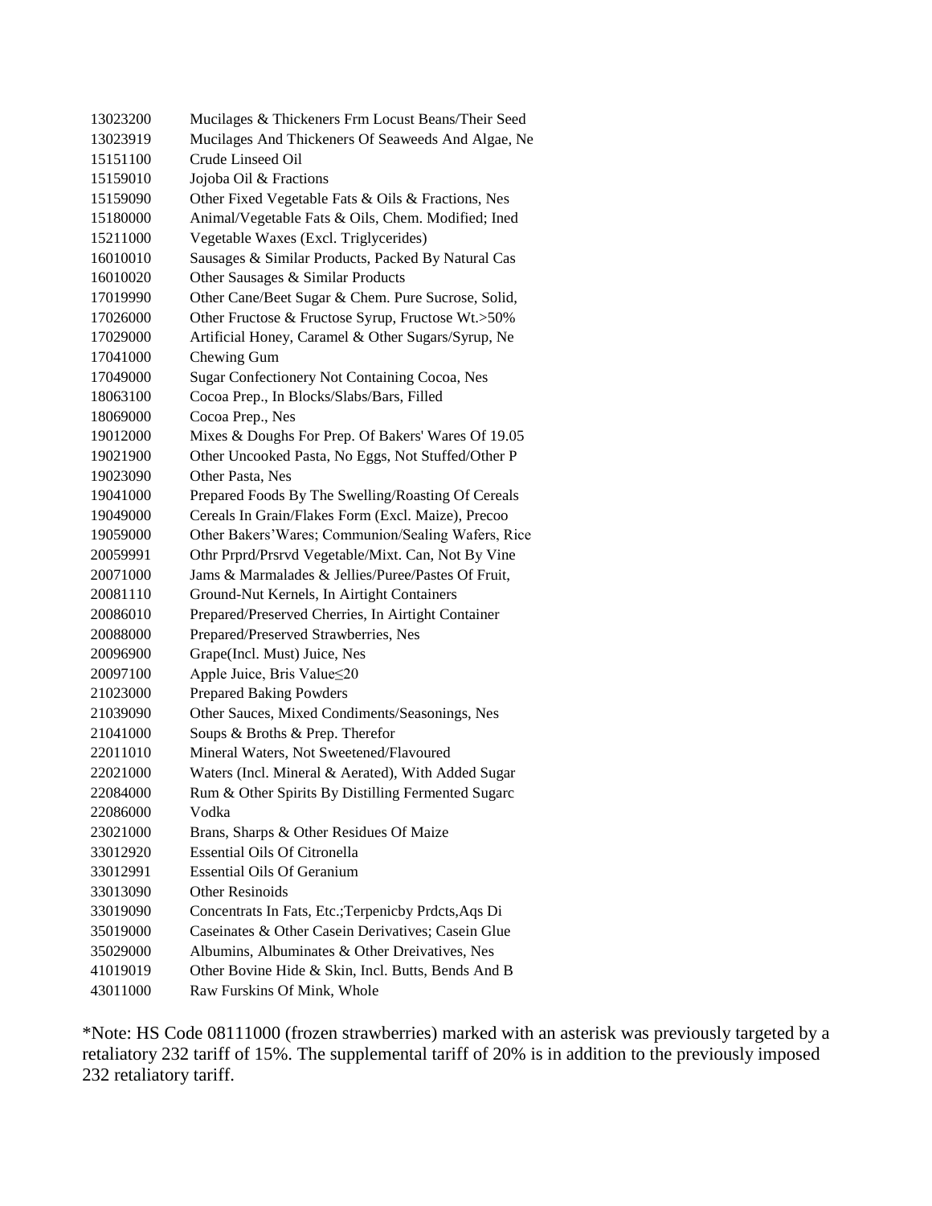| | |
|---|---|
| 13023200 | Mucilages & Thickeners Frm Locust Beans/Their Seed |
| 13023919 | Mucilages And Thickeners Of Seaweeds And Algae, Ne |
| 15151100 | Crude Linseed Oil |
| 15159010 | Jojoba Oil & Fractions |
| 15159090 | Other Fixed Vegetable Fats & Oils & Fractions, Nes |
| 15180000 | Animal/Vegetable Fats & Oils, Chem. Modified; Ined |
| 15211000 | Vegetable Waxes (Excl. Triglycerides) |
| 16010010 | Sausages & Similar Products, Packed By Natural Cas |
| 16010020 | Other Sausages & Similar Products |
| 17019990 | Other Cane/Beet Sugar & Chem. Pure Sucrose, Solid, |
| 17026000 | Other Fructose & Fructose Syrup, Fructose Wt.>50% |
| 17029000 | Artificial Honey, Caramel & Other Sugars/Syrup, Ne |
| 17041000 | Chewing Gum |
| 17049000 | Sugar Confectionery Not Containing Cocoa, Nes |
| 18063100 | Cocoa Prep., In Blocks/Slabs/Bars, Filled |
| 18069000 | Cocoa Prep., Nes |
| 19012000 | Mixes & Doughs For Prep. Of Bakers' Wares Of 19.05 |
| 19021900 | Other Uncooked Pasta, No Eggs, Not Stuffed/Other P |
| 19023090 | Other Pasta, Nes |
| 19041000 | Prepared Foods By The Swelling/Roasting Of Cereals |
| 19049000 | Cereals In Grain/Flakes Form (Excl. Maize), Precoo |
| 19059000 | Other Bakers'Wares; Communion/Sealing Wafers, Rice |
| 20059991 | Othr Prprd/Prsrvd Vegetable/Mixt. Can, Not By Vine |
| 20071000 | Jams & Marmalades & Jellies/Puree/Pastes Of Fruit, |
| 20081110 | Ground-Nut Kernels, In Airtight Containers |
| 20086010 | Prepared/Preserved Cherries, In Airtight Container |
| 20088000 | Prepared/Preserved Strawberries, Nes |
| 20096900 | Grape(Incl. Must) Juice, Nes |
| 20097100 | Apple Juice, Bris Value≤20 |
| 21023000 | Prepared Baking Powders |
| 21039090 | Other Sauces, Mixed Condiments/Seasonings, Nes |
| 21041000 | Soups & Broths & Prep. Therefor |
| 22011010 | Mineral Waters, Not Sweetened/Flavoured |
| 22021000 | Waters (Incl. Mineral & Aerated), With Added Sugar |
| 22084000 | Rum & Other Spirits By Distilling Fermented Sugarc |
| 22086000 | Vodka |
| 23021000 | Brans, Sharps & Other Residues Of Maize |
| 33012920 | Essential Oils Of Citronella |
| 33012991 | Essential Oils Of Geranium |
| 33013090 | Other Resinoids |
| 33019090 | Concentrats In Fats, Etc.;Terpenicby Prdcts,Aqs Di |
| 35019000 | Caseinates & Other Casein Derivatives; Casein Glue |
| 35029000 | Albumins, Albuminates & Other Dreivatives, Nes |
| 41019019 | Other Bovine Hide & Skin, Incl. Butts, Bends And B |
| 43011000 | Raw Furskins Of Mink, Whole |

*Note: HS Code 08111000 (frozen strawberries) marked with an asterisk was previously targeted by a retaliatory 232 tariff of 15%. The supplemental tariff of 20% is in addition to the previously imposed 232 retaliatory tariff.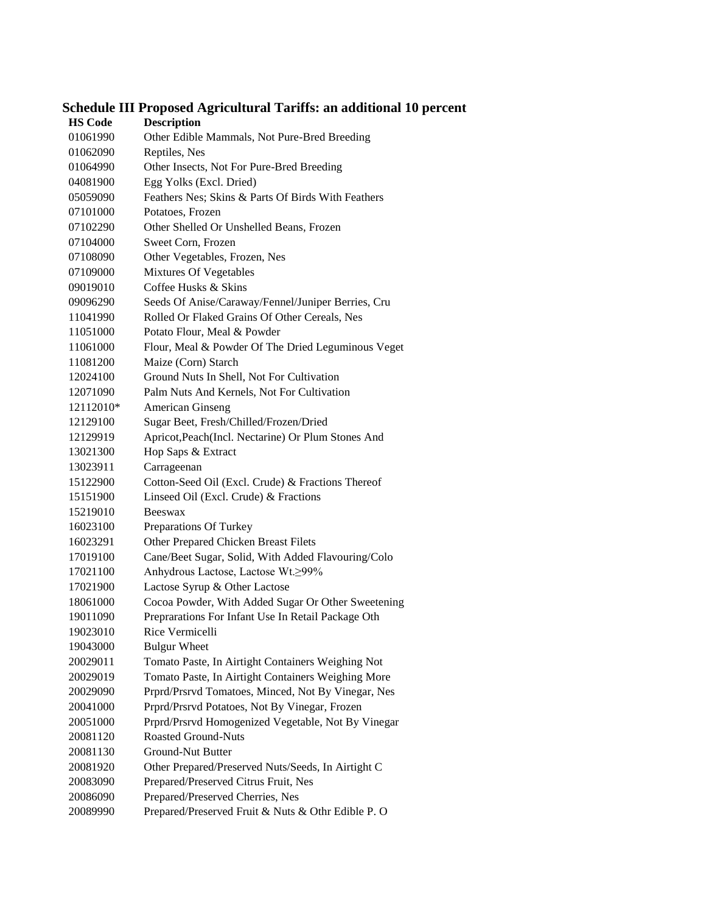## Schedule III Proposed Agricultural Tariffs: an additional 10 percent

| HS Code | Description |
|---|---|
| 01061990 | Other Edible Mammals, Not Pure-Bred Breeding |
| 01062090 | Reptiles, Nes |
| 01064990 | Other Insects, Not For Pure-Bred Breeding |
| 04081900 | Egg Yolks (Excl. Dried) |
| 05059090 | Feathers Nes; Skins & Parts Of Birds With Feathers |
| 07101000 | Potatoes, Frozen |
| 07102290 | Other Shelled Or Unshelled Beans, Frozen |
| 07104000 | Sweet Corn, Frozen |
| 07108090 | Other Vegetables, Frozen, Nes |
| 07109000 | Mixtures Of Vegetables |
| 09019010 | Coffee Husks & Skins |
| 09096290 | Seeds Of Anise/Caraway/Fennel/Juniper Berries, Cru |
| 11041990 | Rolled Or Flaked Grains Of Other Cereals, Nes |
| 11051000 | Potato Flour, Meal & Powder |
| 11061000 | Flour, Meal & Powder Of The Dried Leguminous Veget |
| 11081200 | Maize (Corn) Starch |
| 12024100 | Ground Nuts In Shell, Not For Cultivation |
| 12071090 | Palm Nuts And Kernels, Not For Cultivation |
| 12112010* | American Ginseng |
| 12129100 | Sugar Beet, Fresh/Chilled/Frozen/Dried |
| 12129919 | Apricot,Peach(Incl. Nectarine) Or Plum Stones And |
| 13021300 | Hop Saps & Extract |
| 13023911 | Carrageenan |
| 15122900 | Cotton-Seed Oil (Excl. Crude) & Fractions Thereof |
| 15151900 | Linseed Oil (Excl. Crude) & Fractions |
| 15219010 | Beeswax |
| 16023100 | Preparations Of Turkey |
| 16023291 | Other Prepared Chicken Breast Filets |
| 17019100 | Cane/Beet Sugar, Solid, With Added Flavouring/Colo |
| 17021100 | Anhydrous Lactose, Lactose Wt.≥99% |
| 17021900 | Lactose Syrup & Other Lactose |
| 18061000 | Cocoa Powder, With Added Sugar Or Other Sweetening |
| 19011090 | Prepparations For Infant Use In Retail Package Oth |
| 19023010 | Rice Vermicelli |
| 19043000 | Bulgur Wheat |
| 20029011 | Tomato Paste, In Airtight Containers Weighing Not |
| 20029019 | Tomato Paste, In Airtight Containers Weighing More |
| 20029090 | Prprd/Prsrvd Tomatoes, Minced, Not By Vinegar, Nes |
| 20041000 | Prprd/Prsrvd Potatoes, Not By Vinegar, Frozen |
| 20051000 | Prprd/Prsrvd Homogenized Vegetable, Not By Vinegar |
| 20081120 | Roasted Ground-Nuts |
| 20081130 | Ground-Nut Butter |
| 20081920 | Other Prepared/Preserved Nuts/Seeds, In Airtight C |
| 20083090 | Prepared/Preserved Citrus Fruit, Nes |
| 20086090 | Prepared/Preserved Cherries, Nes |
| 20089990 | Prepared/Preserved Fruit & Nuts & Othr Edible P. O |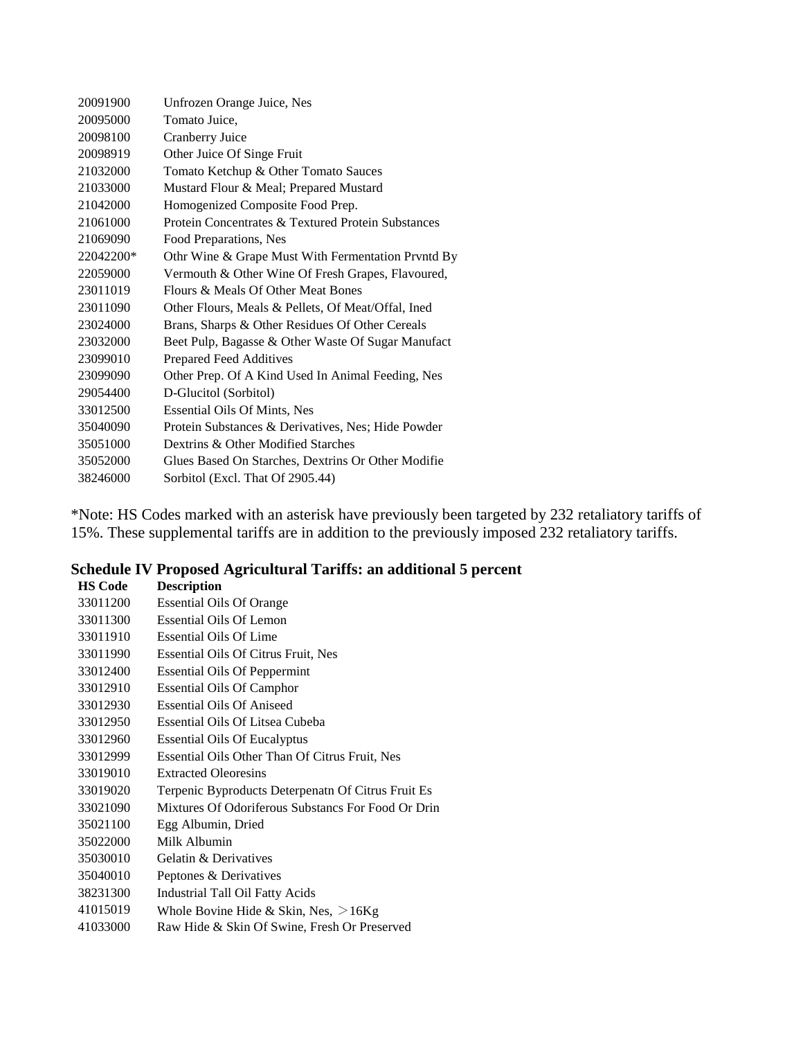| | |
|---|---|
| 20091900 | Unfrozen Orange Juice, Nes |
| 20095000 | Tomato Juice, |
| 20098100 | Cranberry Juice |
| 20098919 | Other Juice Of Singe Fruit |
| 21032000 | Tomato Ketchup & Other Tomato Sauces |
| 21033000 | Mustard Flour & Meal; Prepared Mustard |
| 21042000 | Homogenized Composite Food Prep. |
| 21061000 | Protein Concentrates & Textured Protein Substances |
| 21069090 | Food Preparations, Nes |
| 22042200* | Othr Wine & Grape Must With Fermentation Prvntd By |
| 22059000 | Vermouth & Other Wine Of Fresh Grapes, Flavoured, |
| 23011019 | Flours & Meals Of Other Meat Bones |
| 23011090 | Other Flours, Meals & Pellets, Of Meat/Offal, Ined |
| 23024000 | Brans, Sharps & Other Residues Of Other Cereals |
| 23032000 | Beet Pulp, Bagasse & Other Waste Of Sugar Manufact |
| 23099010 | Prepared Feed Additives |
| 23099090 | Other Prep. Of A Kind Used In Animal Feeding, Nes |
| 29054400 | D-Glucitol (Sorbitol) |
| 33012500 | Essential Oils Of Mints, Nes |
| 35040090 | Protein Substances & Derivatives, Nes; Hide Powder |
| 35051000 | Dextrins & Other Modified Starches |
| 35052000 | Glues Based On Starches, Dextrins Or Other Modifie |
| 38246000 | Sorbitol (Excl. That Of 2905.44) |

*Note: HS Codes marked with an asterisk have previously been targeted by 232 retaliatory tariffs of 15%. These supplemental tariffs are in addition to the previously imposed 232 retaliatory tariffs.

## Schedule IV Proposed Agricultural Tariffs: an additional 5 percent

| HS Code | Description |
|---|---|
| 33011200 | Essential Oils Of Orange |
| 33011300 | Essential Oils Of Lemon |
| 33011910 | Essential Oils Of Lime |
| 33011990 | Essential Oils Of Citrus Fruit, Nes |
| 33012400 | Essential Oils Of Peppermint |
| 33012910 | Essential Oils Of Camphor |
| 33012930 | Essential Oils Of Aniseed |
| 33012950 | Essential Oils Of Litsea Cubeba |
| 33012960 | Essential Oils Of Eucalyptus |
| 33012999 | Essential Oils Other Than Of Citrus Fruit, Nes |
| 33019010 | Extracted Oleoresins |
| 33019020 | Terpenic Byproducts Deterpenatn Of Citrus Fruit Es |
| 33021090 | Mixtures Of Odoriferous Substancs For Food Or Drin |
| 35021100 | Egg Albumin, Dried |
| 35022000 | Milk Albumin |
| 35030010 | Gelatin & Derivatives |
| 35040010 | Peptones & Derivatives |
| 38231300 | Industrial Tall Oil Fatty Acids |
| 41015019 | Whole Bovine Hide & Skin, Nes, >16Kg |
| 41033000 | Raw Hide & Skin Of Swine, Fresh Or Preserved |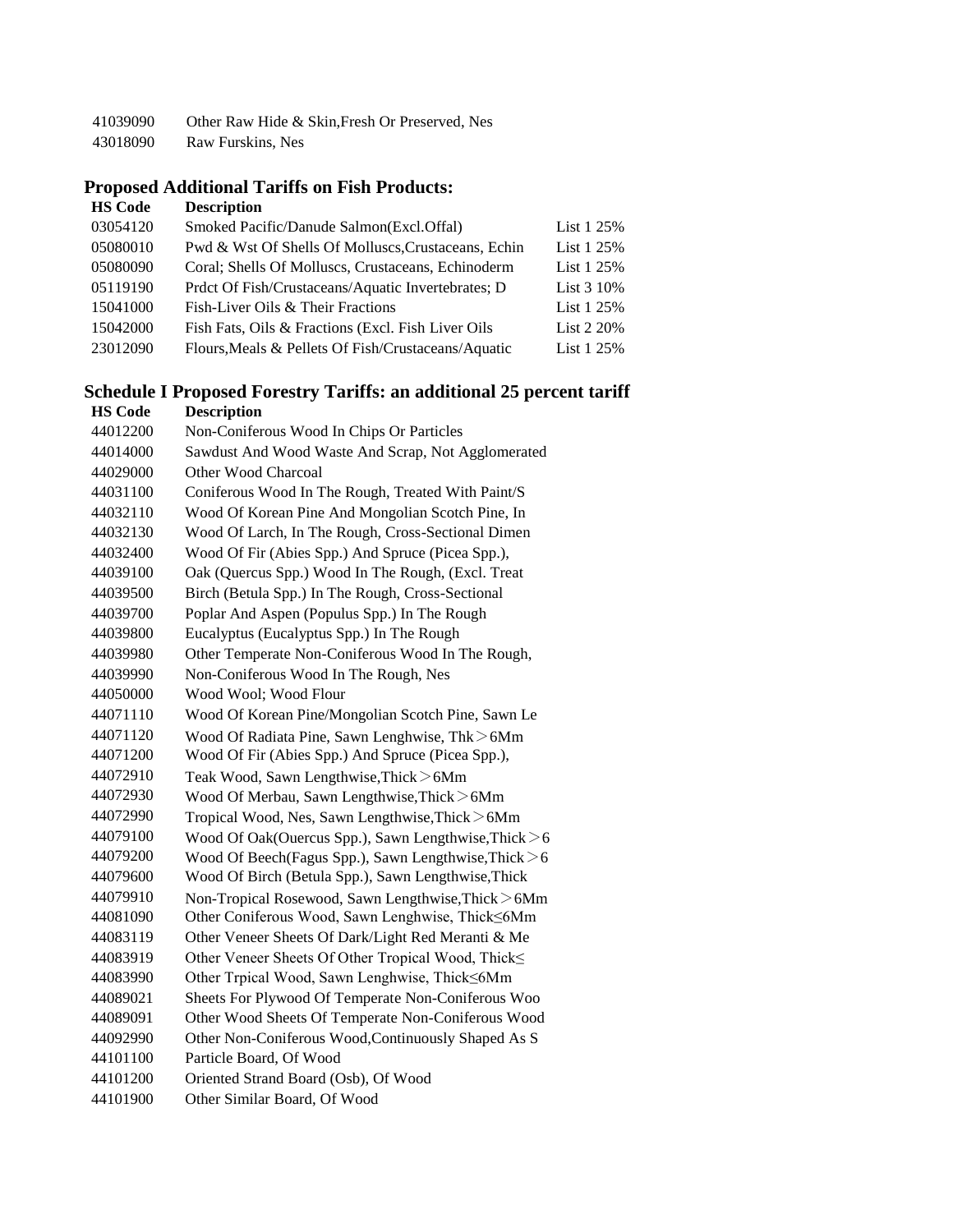| | |
|---|---|
| 41039090 | Other Raw Hide & Skin,Fresh Or Preserved, Nes |
| 43018090 | Raw Furskins, Nes |

### Proposed Additional Tariffs on Fish Products:

| HS Code | Description | |
|---|---|---|
| 03054120 | Smoked Pacific/Danude Salmon(Excl.Offal) | List 1 25% |
| 05080010 | Pwd & Wst Of Shells Of Molluscs,Crustaceans, Echin | List 1 25% |
| 05080090 | Coral; Shells Of Molluscs, Crustaceans, Echinoderm | List 1 25% |
| 05119190 | Prdct Of Fish/Crustaceans/Aquatic Invertebrates; D | List 3 10% |
| 15041000 | Fish-Liver Oils & Their Fractions | List 1 25% |
| 15042000 | Fish Fats, Oils & Fractions (Excl. Fish Liver Oils | List 2 20% |
| 23012090 | Flours,Meals & Pellets Of Fish/Crustaceans/Aquatic | List 1 25% |

### Schedule I Proposed Forestry Tariffs: an additional 25 percent tariff

| HS Code | Description |
|---|---|
| 44012200 | Non-Coniferous Wood In Chips Or Particles |
| 44014000 | Sawdust And Wood Waste And Scrap, Not Agglomerated |
| 44029000 | Other Wood Charcoal |
| 44031100 | Coniferous Wood In The Rough, Treated With Paint/S |
| 44032110 | Wood Of Korean Pine And Mongolian Scotch Pine, In |
| 44032130 | Wood Of Larch, In The Rough, Cross-Sectional Dimen |
| 44032400 | Wood Of Fir (Abies Spp.) And Spruce (Picea Spp.), |
| 44039100 | Oak (Quercus Spp.) Wood In The Rough, (Excl. Treat |
| 44039500 | Birch (Betula Spp.) In The Rough, Cross-Sectional |
| 44039700 | Poplar And Aspen (Populus Spp.) In The Rough |
| 44039800 | Eucalyptus (Eucalyptus Spp.) In The Rough |
| 44039980 | Other Temperate Non-Coniferous Wood In The Rough, |
| 44039990 | Non-Coniferous Wood In The Rough, Nes |
| 44050000 | Wood Wool; Wood Flour |
| 44071110 | Wood Of Korean Pine/Mongolian Scotch Pine, Sawn Le |
| 44071120 | Wood Of Radiata Pine, Sawn Lenghwise, Thk＞6Mm |
| 44071200 | Wood Of Fir (Abies Spp.) And Spruce (Picea Spp.), |
| 44072910 | Teak Wood, Sawn Lengthwise,Thick＞6Mm |
| 44072930 | Wood Of Merbau, Sawn Lengthwise,Thick＞6Mm |
| 44072990 | Tropical Wood, Nes, Sawn Lengthwise,Thick＞6Mm |
| 44079100 | Wood Of Oak(Ouercus Spp.), Sawn Lengthwise,Thick＞6 |
| 44079200 | Wood Of Beech(Fagus Spp.), Sawn Lengthwise,Thick＞6 |
| 44079600 | Wood Of Birch (Betula Spp.), Sawn Lengthwise,Thick |
| 44079910 | Non-Tropical Rosewood, Sawn Lengthwise,Thick＞6Mm |
| 44081090 | Other Coniferous Wood, Sawn Lenghwise, Thick≤6Mm |
| 44083119 | Other Veneer Sheets Of Dark/Light Red Meranti & Me |
| 44083919 | Other Veneer Sheets Of Other Tropical Wood, Thick≤ |
| 44083990 | Other Trpical Wood, Sawn Lenghwise, Thick≤6Mm |
| 44089021 | Sheets For Plywood Of Temperate Non-Coniferous Woo |
| 44089091 | Other Wood Sheets Of Temperate Non-Coniferous Wood |
| 44092990 | Other Non-Coniferous Wood,Continuously Shaped As S |
| 44101100 | Particle Board, Of Wood |
| 44101200 | Oriented Strand Board (Osb), Of Wood |
| 44101900 | Other Similar Board, Of Wood |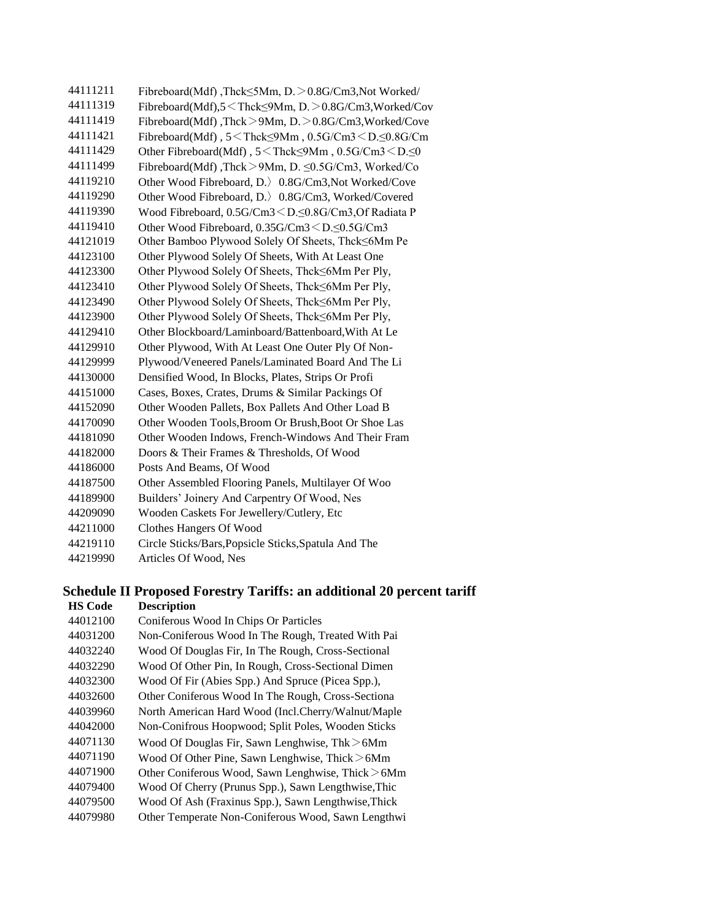| | |
|---|---|
| 44111211 | Fibreboard(Mdf) ,Thck≤5Mm, D.＞0.8G/Cm3,Not Worked/ |
| 44111319 | Fibreboard(Mdf),5＜Thck≤9Mm, D.＞0.8G/Cm3,Worked/Cov |
| 44111419 | Fibreboard(Mdf) ,Thck＞9Mm, D.＞0.8G/Cm3,Worked/Cove |
| 44111421 | Fibreboard(Mdf) , 5＜Thck≤9Mm , 0.5G/Cm3＜D.≤0.8G/Cm |
| 44111429 | Other Fibreboard(Mdf) , 5＜Thck≤9Mm , 0.5G/Cm3＜D.≤0 |
| 44111499 | Fibreboard(Mdf) ,Thck＞9Mm, D. ≤0.5G/Cm3, Worked/Co |
| 44119210 | Other Wood Fibreboard, D.〉0.8G/Cm3,Not Worked/Cove |
| 44119290 | Other Wood Fibreboard, D.〉0.8G/Cm3, Worked/Covered |
| 44119390 | Wood Fibreboard, 0.5G/Cm3＜D.≤0.8G/Cm3,Of Radiata P |
| 44119410 | Other Wood Fibreboard, 0.35G/Cm3＜D.≤0.5G/Cm3 |
| 44121019 | Other Bamboo Plywood Solely Of Sheets, Thck≤6Mm Pe |
| 44123100 | Other Plywood Solely Of Sheets, With At Least One |
| 44123300 | Other Plywood Solely Of Sheets, Thck≤6Mm Per Ply, |
| 44123410 | Other Plywood Solely Of Sheets, Thck≤6Mm Per Ply, |
| 44123490 | Other Plywood Solely Of Sheets, Thck≤6Mm Per Ply, |
| 44123900 | Other Plywood Solely Of Sheets, Thck≤6Mm Per Ply, |
| 44129410 | Other Blockboard/Laminboard/Battenboard,With At Le |
| 44129910 | Other Plywood, With At Least One Outer Ply Of Non- |
| 44129999 | Plywood/Veneered Panels/Laminated Board And The Li |
| 44130000 | Densified Wood, In Blocks, Plates, Strips Or Profi |
| 44151000 | Cases, Boxes, Crates, Drums & Similar Packings Of |
| 44152090 | Other Wooden Pallets, Box Pallets And Other Load B |
| 44170090 | Other Wooden Tools,Broom Or Brush,Boot Or Shoe Las |
| 44181090 | Other Wooden Indows, French-Windows And Their Fram |
| 44182000 | Doors & Their Frames & Thresholds, Of Wood |
| 44186000 | Posts And Beams, Of Wood |
| 44187500 | Other Assembled Flooring Panels, Multilayer Of Woo |
| 44189900 | Builders' Joinery And Carpentry Of Wood, Nes |
| 44209090 | Wooden Caskets For Jewellery/Cutlery, Etc |
| 44211000 | Clothes Hangers Of Wood |
| 44219110 | Circle Sticks/Bars,Popsicle Sticks,Spatula And The |
| 44219990 | Articles Of Wood, Nes |

## Schedule II Proposed Forestry Tariffs: an additional 20 percent tariff

| HS Code | Description |
|---|---|
| 44012100 | Coniferous Wood In Chips Or Particles |
| 44031200 | Non-Coniferous Wood In The Rough, Treated With Pai |
| 44032240 | Wood Of Douglas Fir, In The Rough, Cross-Sectional |
| 44032290 | Wood Of Other Pin, In Rough, Cross-Sectional Dimen |
| 44032300 | Wood Of Fir (Abies Spp.) And Spruce (Picea Spp.), |
| 44032600 | Other Coniferous Wood In The Rough, Cross-Sectiona |
| 44039960 | North American Hard Wood (Incl.Cherry/Walnut/Maple |
| 44042000 | Non-Conifrous Hoopwood; Split Poles, Wooden Sticks |
| 44071130 | Wood Of Douglas Fir, Sawn Lenghwise, Thk＞6Mm |
| 44071190 | Wood Of Other Pine, Sawn Lenghwise, Thick＞6Mm |
| 44071900 | Other Coniferous Wood, Sawn Lenghwise, Thick＞6Mm |
| 44079400 | Wood Of Cherry (Prunus Spp.), Sawn Lengthwise,Thic |
| 44079500 | Wood Of Ash (Fraxinus Spp.), Sawn Lengthwise,Thick |
| 44079980 | Other Temperate Non-Coniferous Wood, Sawn Lengthwi |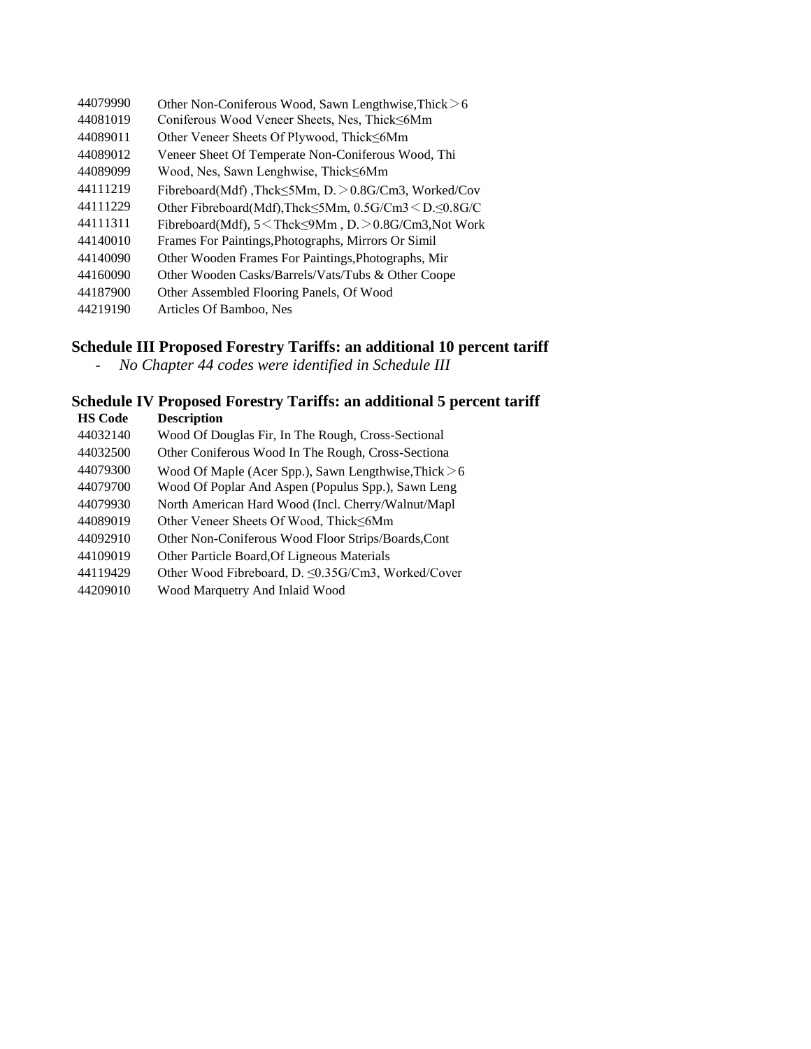| | |
|---|---|
| 44079990 | Other Non-Coniferous Wood, Sawn Lengthwise,Thick＞6 |
| 44081019 | Coniferous Wood Veneer Sheets, Nes, Thick≤6Mm |
| 44089011 | Other Veneer Sheets Of Plywood, Thick≤6Mm |
| 44089012 | Veneer Sheet Of Temperate Non-Coniferous Wood, Thi |
| 44089099 | Wood, Nes, Sawn Lenghwise, Thick≤6Mm |
| 44111219 | Fibreboard(Mdf) ,Thck≤5Mm, D.＞0.8G/Cm3, Worked/Cov |
| 44111229 | Other Fibreboard(Mdf),Thck≤5Mm, 0.5G/Cm3＜D.≤0.8G/C |
| 44111311 | Fibreboard(Mdf), 5＜Thck≤9Mm , D.＞0.8G/Cm3,Not Work |
| 44140010 | Frames For Paintings,Photographs, Mirrors Or Simil |
| 44140090 | Other Wooden Frames For Paintings,Photographs, Mir |
| 44160090 | Other Wooden Casks/Barrels/Vats/Tubs & Other Coope |
| 44187900 | Other Assembled Flooring Panels, Of Wood |
| 44219190 | Articles Of Bamboo, Nes |

## Schedule III Proposed Forestry Tariffs: an additional 10 percent tariff

- *No Chapter 44 codes were identified in Schedule III*

## Schedule IV Proposed Forestry Tariffs: an additional 5 percent tariff

| HS Code | Description |
|---|---|
| 44032140 | Wood Of Douglas Fir, In The Rough, Cross-Sectional |
| 44032500 | Other Coniferous Wood In The Rough, Cross-Sectiona |
| 44079300 | Wood Of Maple (Acer Spp.), Sawn Lengthwise,Thick＞6 |
| 44079700 | Wood Of Poplar And Aspen (Populus Spp.), Sawn Leng |
| 44079930 | North American Hard Wood (Incl. Cherry/Walnut/Mapl |
| 44089019 | Other Veneer Sheets Of Wood, Thick≤6Mm |
| 44092910 | Other Non-Coniferous Wood Floor Strips/Boards,Cont |
| 44109019 | Other Particle Board,Of Ligneous Materials |
| 44119429 | Other Wood Fibreboard, D. ≤0.35G/Cm3, Worked/Cover |
| 44209010 | Wood Marquetry And Inlaid Wood |